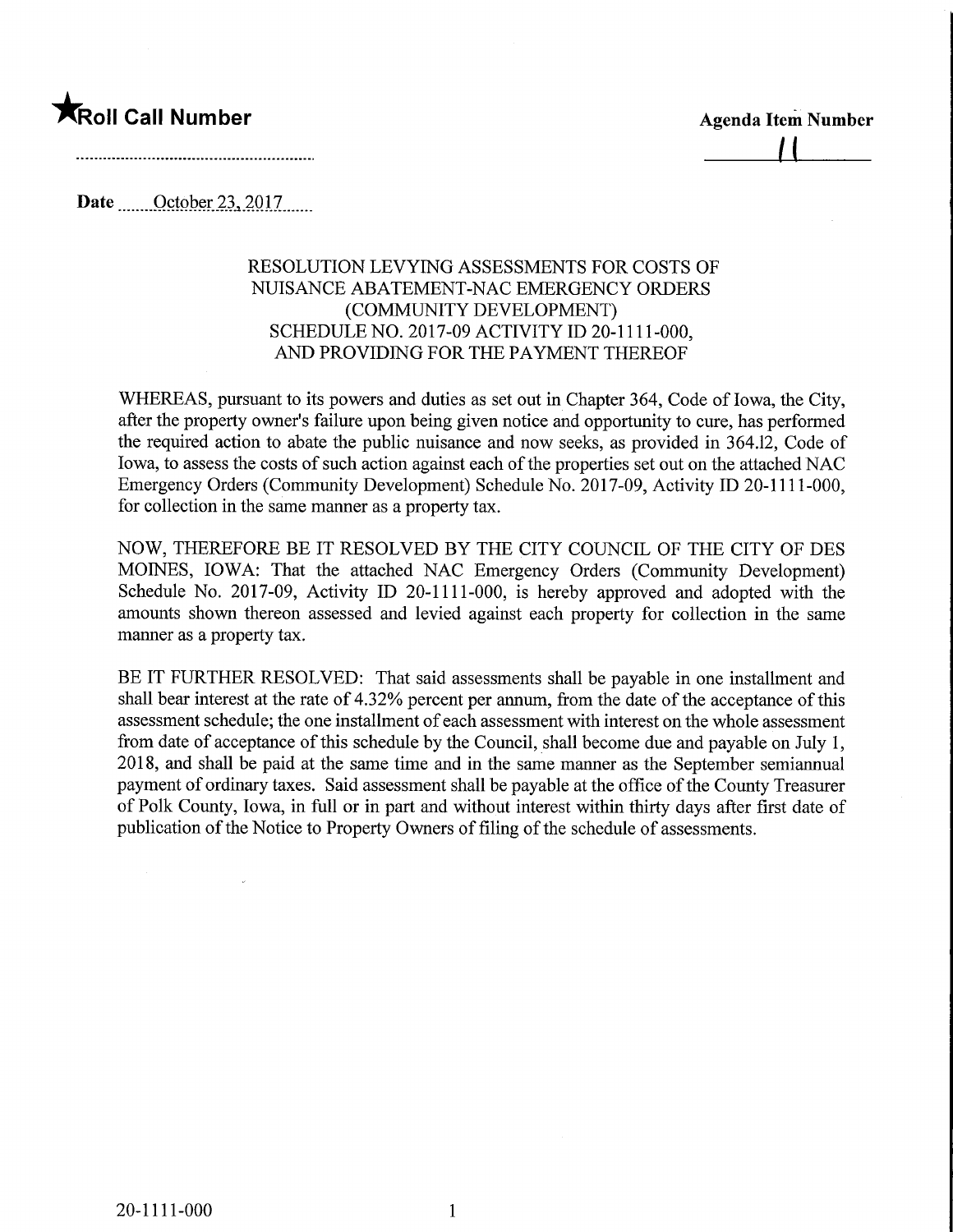★Roll Call Number

Agenda Item Number

11

Date October 23, 2017

RESOLUTION LEVYING ASSESSMENTS FOR COSTS OF NUISANCE ABATEMENT-NAC EMERGENCY ORDERS (COMMUNITY DEVELOPMENT) SCHEDULE NO. 2017-09 ACTIVITY ID 20-1111-000, AND PROVIDING FOR THE PAYMENT THEREOF

WHEREAS, pursuant to its powers and duties as set out in Chapter 364, Code of Iowa, the City, after the property owner's failure upon being given notice and opportunity to cure, has performed the required action to abate the public nuisance and now seeks, as provided in 364.12, Code of Iowa, to assess the costs of such action against each of the properties set out on the attached NAC Emergency Orders (Community Development) Schedule No. 2017-09, Activity ID 20-1111-000, for collection in the same manner as a property tax.

NOW, THEREFORE BE IT RESOLVED BY THE CITY COUNCIL OF THE CITY OF DES MOINES, IOWA: That the attached NAC Emergency Orders (Community Development) Schedule No. 2017-09, Activity ID 20-1111-000, is hereby approved and adopted with the amounts shown thereon assessed and levied against each property for collection in the same manner as a property tax.

BE IT FURTHER RESOLVED: That said assessments shall be payable in one installment and shall bear interest at the rate of 4.32% percent per annum, from the date of the acceptance of this assessment schedule; the one installment of each assessment with interest on the whole assessment from date of acceptance of this schedule by the Council, shall become due and payable on July 1, 2018, and shall be paid at the same time and in the same manner as the September semiannual payment of ordinary taxes. Said assessment shall be payable at the office of the County Treasurer of Polk County, Iowa, in full or in part and without interest within thirty days after first date of publication of the Notice to Property Owners of filing of the schedule of assessments.

20-1111-000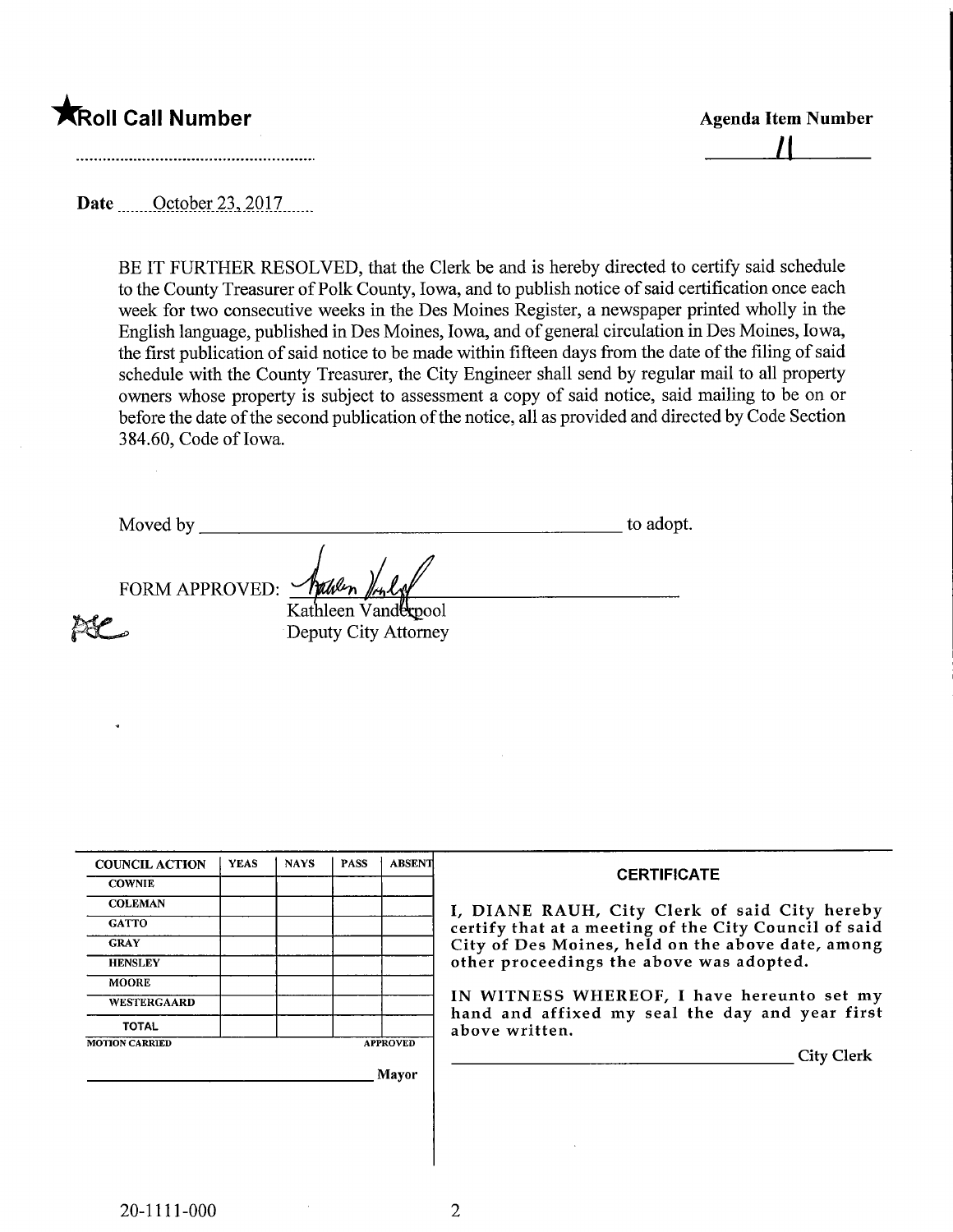★Roll Call Number

Agenda Item Number

11

Date October 23, 2017

BE IT FURTHER RESOLVED, that the Clerk be and is hereby directed to certify said schedule to the County Treasurer of Polk County, Iowa, and to publish notice of said certification once each week for two consecutive weeks in the Des Moines Register, a newspaper printed wholly in the English language, published in Des Moines, Iowa, and of general circulation in Des Moines, Iowa, the first publication of said notice to be made within fifteen days from the date of the filing of said schedule with the County Treasurer, the City Engineer shall send by regular mail to all property owners whose property is subject to assessment a copy of said notice, said mailing to be on or before the date of the second publication of the notice, all as provided and directed by Code Section 384.60, Code of Iowa.

Moved by ______________________________ to adopt.

FORM APPROVED: [signature]
Kathleen Vanderpool
Deputy City Attorney

| COUNCIL ACTION | YEAS | NAYS | PASS | ABSENT |
|---|---|---|---|---|
| COWNIE | | | | |
| COLEMAN | | | | |
| GATTO | | | | |
| GRAY | | | | |
| HENSLEY | | | | |
| MOORE | | | | |
| WESTERGAARD | | | | |
| TOTAL | | | | |
| MOTION CARRIED | | | | APPROVED |

______________________________ Mayor

**CERTIFICATE**

I, DIANE RAUH, City Clerk of said City hereby certify that at a meeting of the City Council of said City of Des Moines, held on the above date, among other proceedings the above was adopted.

IN WITNESS WHEREOF, I have hereunto set my hand and affixed my seal the day and year first above written.

______________________________ City Clerk

20-1111-000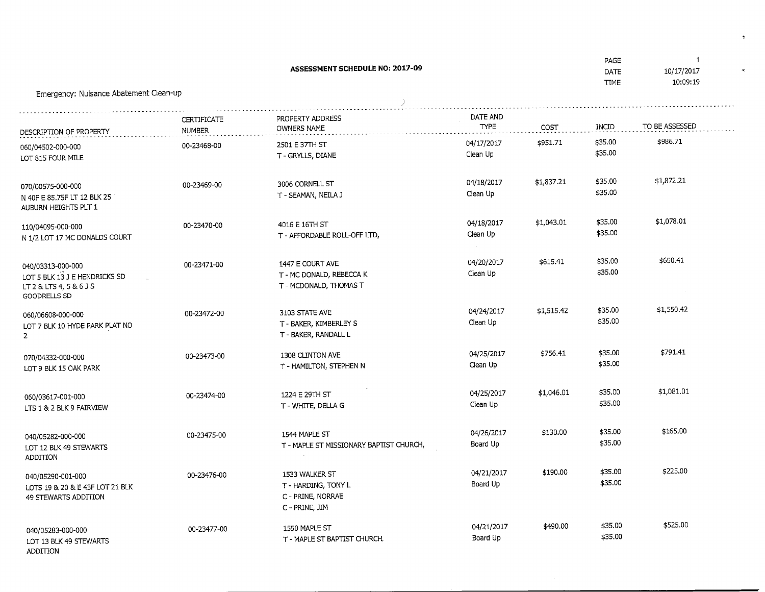# ASSESSMENT SCHEDULE NO: 2017-09

PAGE 1
DATE 10/17/2017
TIME 10:09:19

Emergency: Nuisance Abatement Clean-up

| DESCRIPTION OF PROPERTY | CERTIFICATE NUMBER | PROPERTY ADDRESS OWNERS NAME | DATE AND TYPE | COST | INCID | TO BE ASSESSED |
|---|---|---|---|---|---|---|
| 060/04502-000-000 LOT 815 FOUR MILE | 00-23468-00 | 2501 E 37TH ST T - GRYLLS, DIANE | 04/17/2017 Clean Up | $951.71 | $35.00 $35.00 | $986.71 |
| 070/00575-000-000 N 40F E 85.75F LT 12 BLK 25 AUBURN HEIGHTS PLT 1 | 00-23469-00 | 3006 CORNELL ST T - SEAMAN, NEILA J | 04/18/2017 Clean Up | $1,837.21 | $35.00 $35.00 | $1,872.21 |
| 110/04095-000-000 N 1/2 LOT 17 MC DONALDS COURT | 00-23470-00 | 4016 E 16TH ST T - AFFORDABLE ROLL-OFF LTD, | 04/18/2017 Clean Up | $1,043.01 | $35.00 $35.00 | $1,078.01 |
| 040/03313-000-000 LOT 5 BLK 13 J E HENDRICKS SD LT 2 & LTS 4, 5 & 6 J S GOODRELLS SD | 00-23471-00 | 1447 E COURT AVE T - MC DONALD, REBECCA K T - MCDONALD, THOMAS T | 04/20/2017 Clean Up | $615.41 | $35.00 $35.00 | $650.41 |
| 060/06608-000-000 LOT 7 BLK 10 HYDE PARK PLAT NO 2 | 00-23472-00 | 3103 STATE AVE T - BAKER, KIMBERLEY S T - BAKER, RANDALL L | 04/24/2017 Clean Up | $1,515.42 | $35.00 $35.00 | $1,550.42 |
| 070/04332-000-000 LOT 9 BLK 15 OAK PARK | 00-23473-00 | 1308 CLINTON AVE T - HAMILTON, STEPHEN N | 04/25/2017 Clean Up | $756.41 | $35.00 $35.00 | $791.41 |
| 060/03617-001-000 LTS 1 & 2 BLK 9 FAIRVIEW | 00-23474-00 | 1224 E 29TH ST T - WHITE, DELLA G | 04/25/2017 Clean Up | $1,046.01 | $35.00 $35.00 | $1,081.01 |
| 040/05282-000-000 LOT 12 BLK 49 STEWARTS ADDITION | 00-23475-00 | 1544 MAPLE ST T - MAPLE ST MISSIONARY BAPTIST CHURCH, | 04/26/2017 Board Up | $130.00 | $35.00 $35.00 | $165.00 |
| 040/05290-001-000 LOTS 19 & 20 & E 43F LOT 21 BLK 49 STEWARTS ADDITION | 00-23476-00 | 1533 WALKER ST T - HARDING, TONY L C - PRINE, NORRAE C - PRINE, JIM | 04/21/2017 Board Up | $190.00 | $35.00 $35.00 | $225.00 |
| 040/05283-000-000 LOT 13 BLK 49 STEWARTS ADDITION | 00-23477-00 | 1550 MAPLE ST T - MAPLE ST BAPTIST CHURCH, | 04/21/2017 Board Up | $490.00 | $35.00 $35.00 | $525.00 |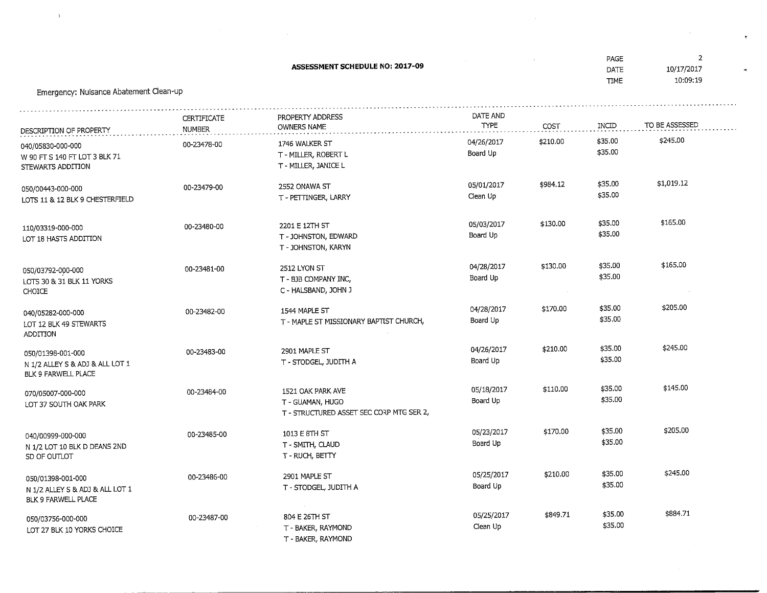**ASSESSMENT SCHEDULE NO: 2017-09**

PAGE 2
DATE 10/17/2017
TIME 10:09:19

Emergency: Nuisance Abatement Clean-up

| DESCRIPTION OF PROPERTY | CERTIFICATE NUMBER | PROPERTY ADDRESS OWNERS NAME | DATE AND TYPE | COST | INCID | TO BE ASSESSED |
|---|---|---|---|---|---|---|
| 040/05830-000-000<br>W 90 FT S 140 FT LOT 3 BLK 71<br>STEWARTS ADDITION | 00-23478-00 | 1746 WALKER ST<br>T - MILLER, ROBERT L<br>T - MILLER, JANICE L | 04/26/2017<br>Board Up | $210.00 | $35.00<br>$35.00 | $245.00 |
| 050/00443-000-000<br>LOTS 11 & 12 BLK 9 CHESTERFIELD | 00-23479-00 | 2552 ONAWA ST<br>T - PETTINGER, LARRY | 05/01/2017<br>Clean Up | $984.12 | $35.00<br>$35.00 | $1,019.12 |
| 110/03319-000-000<br>LOT 18 HASTS ADDITION | 00-23480-00 | 2201 E 12TH ST<br>T - JOHNSTON, EDWARD<br>T - JOHNSTON, KARYN | 05/03/2017<br>Board Up | $130.00 | $35.00<br>$35.00 | $165.00 |
| 050/03792-000-000<br>LOTS 30 & 31 BLK 11 YORKS<br>CHOICE | 00-23481-00 | 2512 LYON ST<br>T - BJB COMPANY INC,<br>C - HALSBAND, JOHN J | 04/28/2017<br>Board Up | $130.00 | $35.00<br>$35.00 | $165.00 |
| 040/05282-000-000<br>LOT 12 BLK 49 STEWARTS<br>ADDITION | 00-23482-00 | 1544 MAPLE ST<br>T - MAPLE ST MISSIONARY BAPTIST CHURCH, | 04/28/2017<br>Board Up | $170.00 | $35.00<br>$35.00 | $205.00 |
| 050/01398-001-000<br>N 1/2 ALLEY S & ADJ & ALL LOT 1<br>BLK 9 FARWELL PLACE | 00-23483-00 | 2901 MAPLE ST<br>T - STODGEL, JUDITH A | 04/26/2017<br>Board Up | $210.00 | $35.00<br>$35.00 | $245.00 |
| 070/05007-000-000<br>LOT 37 SOUTH OAK PARK | 00-23484-00 | 1521 OAK PARK AVE<br>T - GUAMAN, HUGO<br>T - STRUCTURED ASSET SEC CORP MTG SER 2, | 05/18/2017<br>Board Up | $110.00 | $35.00<br>$35.00 | $145.00 |
| 040/00999-000-000<br>N 1/2 LOT 10 BLK D DEANS 2ND<br>SD OF OUTLOT | 00-23485-00 | 1013 E 8TH ST<br>T - SMITH, CLAUD<br>T - RUCH, BETTY | 05/23/2017<br>Board Up | $170.00 | $35.00<br>$35.00 | $205.00 |
| 050/01398-001-000<br>N 1/2 ALLEY S & ADJ & ALL LOT 1<br>BLK 9 FARWELL PLACE | 00-23486-00 | 2901 MAPLE ST<br>T - STODGEL, JUDITH A | 05/25/2017<br>Board Up | $210.00 | $35.00<br>$35.00 | $245.00 |
| 050/03756-000-000<br>LOT 27 BLK 10 YORKS CHOICE | 00-23487-00 | 804 E 26TH ST<br>T - BAKER, RAYMOND<br>T - BAKER, RAYMOND | 05/25/2017<br>Clean Up | $849.71 | $35.00<br>$35.00 | $884.71 |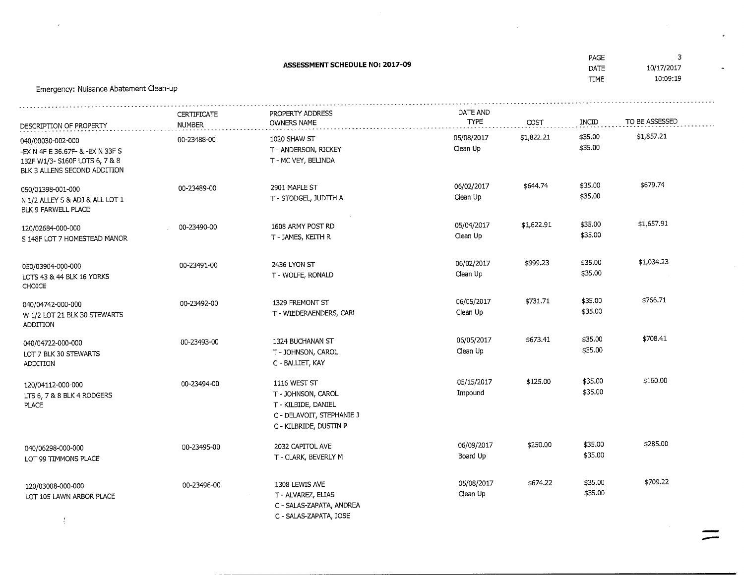**ASSESSMENT SCHEDULE NO: 2017-09**

PAGE 3
DATE 10/17/2017
TIME 10:09:19

Emergency: Nuisance Abatement Clean-up

| DESCRIPTION OF PROPERTY | CERTIFICATE NUMBER | PROPERTY ADDRESS OWNERS NAME | DATE AND TYPE | COST | INCID | TO BE ASSESSED |
|---|---|---|---|---|---|---|
| 040/00030-002-000<br>-EX N 4F E 36.67F- & -EX N 33F S 132F W1/3- S160F LOTS 6, 7 & 8 BLK 3 ALLENS SECOND ADDITION | 00-23488-00 | 1020 SHAW ST<br>T - ANDERSON, RICKEY<br>T - MC VEY, BELINDA | 05/08/2017<br>Clean Up | $1,822.21 | $35.00<br>$35.00 | $1,857.21 |
| 050/01398-001-000<br>N 1/2 ALLEY S & ADJ & ALL LOT 1 BLK 9 FARWELL PLACE | 00-23489-00 | 2901 MAPLE ST<br>T - STODGEL, JUDITH A | 06/02/2017<br>Clean Up | $644.74 | $35.00<br>$35.00 | $679.74 |
| 120/02684-000-000<br>S 148F LOT 7 HOMESTEAD MANOR | 00-23490-00 | 1608 ARMY POST RD<br>T - JAMES, KEITH R | 05/04/2017<br>Clean Up | $1,622.91 | $35.00<br>$35.00 | $1,657.91 |
| 050/03904-000-000<br>LOTS 43 & 44 BLK 16 YORKS CHOICE | 00-23491-00 | 2436 LYON ST<br>T - WOLFE, RONALD | 06/02/2017<br>Clean Up | $999.23 | $35.00<br>$35.00 | $1,034.23 |
| 040/04742-000-000<br>W 1/2 LOT 21 BLK 30 STEWARTS ADDITION | 00-23492-00 | 1329 FREMONT ST<br>T - WIEDERAENDERS, CARL | 06/05/2017<br>Clean Up | $731.71 | $35.00<br>$35.00 | $766.71 |
| 040/04722-000-000<br>LOT 7 BLK 30 STEWARTS ADDITION | 00-23493-00 | 1324 BUCHANAN ST<br>T - JOHNSON, CAROL<br>C - BALLIET, KAY | 06/05/2017<br>Clean Up | $673.41 | $35.00<br>$35.00 | $708.41 |
| 120/04112-000-000<br>LTS 6, 7 & 8 BLK 4 RODGERS PLACE | 00-23494-00 | 1116 WEST ST<br>T - JOHNSON, CAROL<br>T - KILBIDE, DANIEL<br>C - DELAVOIT, STEPHANIE J<br>C - KILBRIDE, DUSTIN P | 05/15/2017<br>Impound | $125.00 | $35.00<br>$35.00 | $160.00 |
| 040/06298-000-000<br>LOT 99 TIMMONS PLACE | 00-23495-00 | 2032 CAPITOL AVE<br>T - CLARK, BEVERLY M | 06/09/2017<br>Board Up | $250.00 | $35.00<br>$35.00 | $285.00 |
| 120/03008-000-000<br>LOT 105 LAWN ARBOR PLACE | 00-23496-00 | 1308 LEWIS AVE<br>T - ALVAREZ, ELIAS<br>C - SALAS-ZAPATA, ANDREA<br>C - SALAS-ZAPATA, JOSE | 05/08/2017<br>Clean Up | $674.22 | $35.00<br>$35.00 | $709.22 |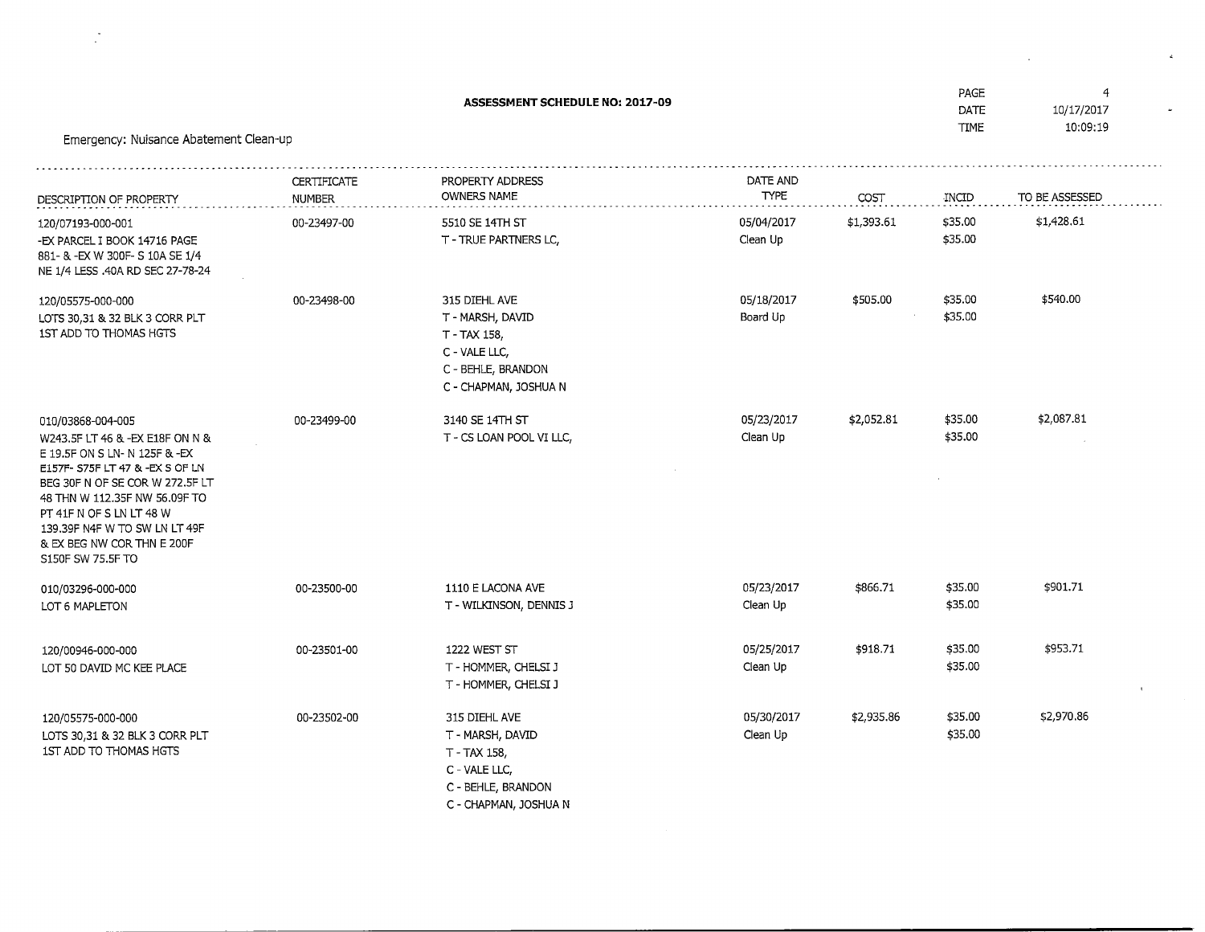**ASSESSMENT SCHEDULE NO: 2017-09**

Emergency: Nuisance Abatement Clean-up

| DESCRIPTION OF PROPERTY | CERTIFICATE NUMBER | PROPERTY ADDRESS OWNERS NAME | DATE AND TYPE | COST | INCID | TO BE ASSESSED |
|---|---|---|---|---|---|---|
| 120/07193-000-001 -EX PARCEL I BOOK 14716 PAGE 881- & -EX W 300F- S 10A SE 1/4 NE 1/4 LESS .40A RD SEC 27-78-24 | 00-23497-00 | 5510 SE 14TH ST T - TRUE PARTNERS LC, | 05/04/2017 Clean Up | $1,393.61 | $35.00 $35.00 | $1,428.61 |
| 120/05575-000-000 LOTS 30,31 & 32 BLK 3 CORR PLT 1ST ADD TO THOMAS HGTS | 00-23498-00 | 315 DIEHL AVE T - MARSH, DAVID T - TAX 158, C - VALE LLC, C - BEHLE, BRANDON C - CHAPMAN, JOSHUA N | 05/18/2017 Board Up | $505.00 | $35.00 $35.00 | $540.00 |
| 010/03868-004-005 W243.5F LT 46 & -EX E18F ON N & E 19.5F ON S LN- N 125F & -EX E157F- S75F LT 47 & -EX S OF LN BEG 30F N OF SE COR W 272.5F LT 48 THN W 112.35F NW 56.09F TO PT 41F N OF S LN LT 48 W 139.39F N4F W TO SW LN LT 49F & EX BEG NW COR THN E 200F S150F SW 75.5F TO | 00-23499-00 | 3140 SE 14TH ST T - CS LOAN POOL VI LLC, | 05/23/2017 Clean Up | $2,052.81 | $35.00 $35.00 | $2,087.81 |
| 010/03296-000-000 LOT 6 MAPLETON | 00-23500-00 | 1110 E LACONA AVE T - WILKINSON, DENNIS J | 05/23/2017 Clean Up | $866.71 | $35.00 $35.00 | $901.71 |
| 120/00946-000-000 LOT 50 DAVID MC KEE PLACE | 00-23501-00 | 1222 WEST ST T - HOMMER, CHELSI J T - HOMMER, CHELSI J | 05/25/2017 Clean Up | $918.71 | $35.00 $35.00 | $953.71 |
| 120/05575-000-000 LOTS 30,31 & 32 BLK 3 CORR PLT 1ST ADD TO THOMAS HGTS | 00-23502-00 | 315 DIEHL AVE T - MARSH, DAVID T - TAX 158, C - VALE LLC, C - BEHLE, BRANDON C - CHAPMAN, JOSHUA N | 05/30/2017 Clean Up | $2,935.86 | $35.00 $35.00 | $2,970.86 |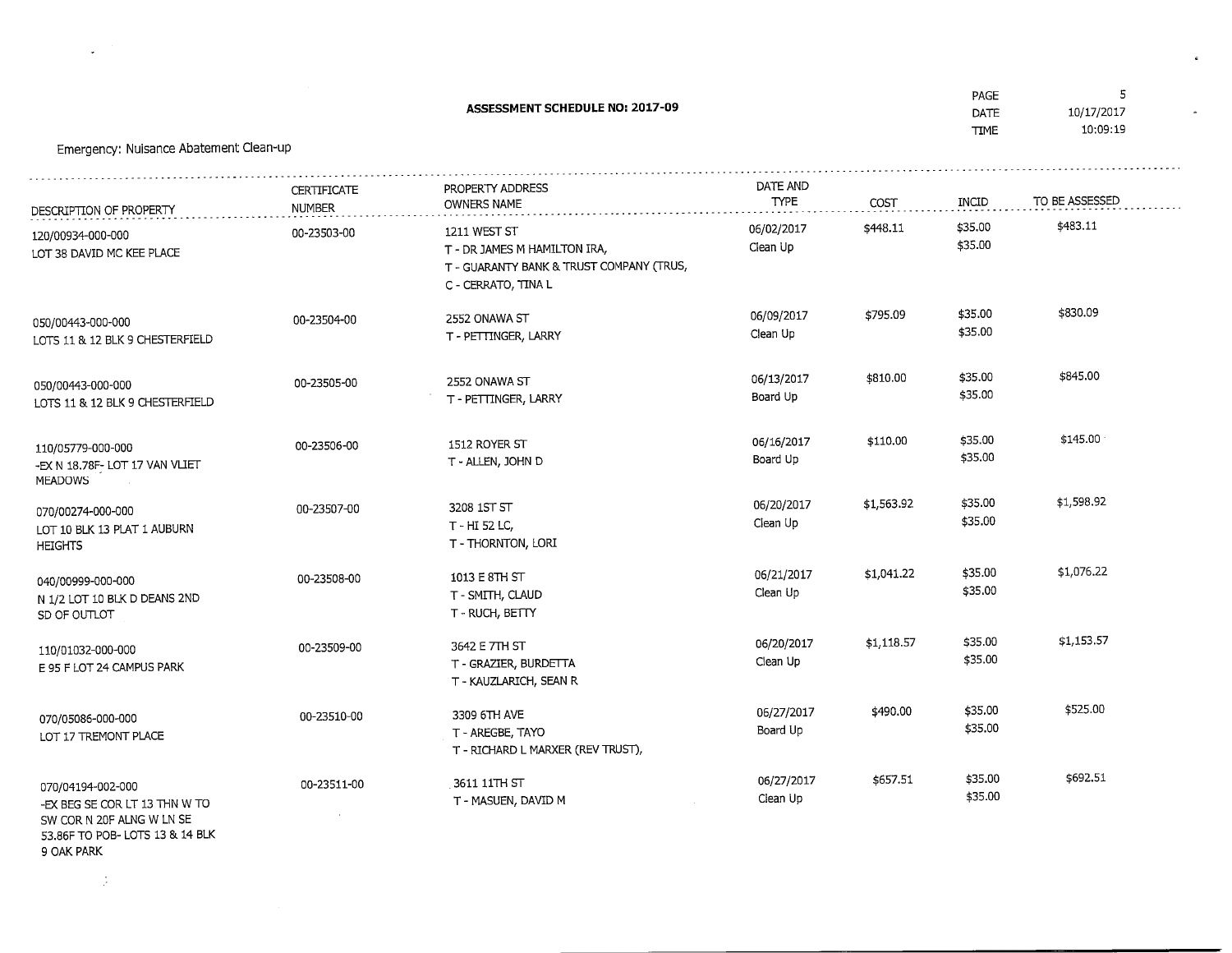## ASSESSMENT SCHEDULE NO: 2017-09

PAGE 5
DATE 10/17/2017
TIME 10:09:19

Emergency: Nuisance Abatement Clean-up

| DESCRIPTION OF PROPERTY | CERTIFICATE NUMBER | PROPERTY ADDRESS OWNERS NAME | DATE AND TYPE | COST | INCID | TO BE ASSESSED |
|---|---|---|---|---|---|---|
| 120/00934-000-000<br>LOT 38 DAVID MC KEE PLACE | 00-23503-00 | 1211 WEST ST<br>T - DR JAMES M HAMILTON IRA,<br>T - GUARANTY BANK & TRUST COMPANY (TRUS,<br>C - CERRATO, TINA L | 06/02/2017<br>Clean Up | $448.11 | $35.00<br>$35.00 | $483.11 |
| 050/00443-000-000<br>LOTS 11 & 12 BLK 9 CHESTERFIELD | 00-23504-00 | 2552 ONAWA ST<br>T - PETTINGER, LARRY | 06/09/2017<br>Clean Up | $795.09 | $35.00<br>$35.00 | $830.09 |
| 050/00443-000-000<br>LOTS 11 & 12 BLK 9 CHESTERFIELD | 00-23505-00 | 2552 ONAWA ST<br>T - PETTINGER, LARRY | 06/13/2017<br>Board Up | $810.00 | $35.00<br>$35.00 | $845.00 |
| 110/05779-000-000<br>-EX N 18.78F- LOT 17 VAN VLIET MEADOWS | 00-23506-00 | 1512 ROYER ST<br>T - ALLEN, JOHN D | 06/16/2017<br>Board Up | $110.00 | $35.00<br>$35.00 | $145.00 |
| 070/00274-000-000<br>LOT 10 BLK 13 PLAT 1 AUBURN HEIGHTS | 00-23507-00 | 3208 1ST ST<br>T - HI 52 LC,<br>T - THORNTON, LORI | 06/20/2017<br>Clean Up | $1,563.92 | $35.00<br>$35.00 | $1,598.92 |
| 040/00999-000-000<br>N 1/2 LOT 10 BLK D DEANS 2ND SD OF OUTLOT | 00-23508-00 | 1013 E 8TH ST<br>T - SMITH, CLAUD<br>T - RUCH, BETTY | 06/21/2017<br>Clean Up | $1,041.22 | $35.00<br>$35.00 | $1,076.22 |
| 110/01032-000-000<br>E 95 F LOT 24 CAMPUS PARK | 00-23509-00 | 3642 E 7TH ST<br>T - GRAZIER, BURDETTA<br>T - KAUZLARICH, SEAN R | 06/20/2017<br>Clean Up | $1,118.57 | $35.00<br>$35.00 | $1,153.57 |
| 070/05086-000-000<br>LOT 17 TREMONT PLACE | 00-23510-00 | 3309 6TH AVE<br>T - AREGBE, TAYO<br>T - RICHARD L MARXER (REV TRUST), | 06/27/2017<br>Board Up | $490.00 | $35.00<br>$35.00 | $525.00 |
| 070/04194-002-000<br>-EX BEG SE COR LT 13 THN W TO SW COR N 20F ALNG W LN SE 53.86F TO POB- LOTS 13 & 14 BLK 9 OAK PARK | 00-23511-00 | 3611 11TH ST<br>T - MASUEN, DAVID M | 06/27/2017<br>Clean Up | $657.51 | $35.00<br>$35.00 | $692.51 |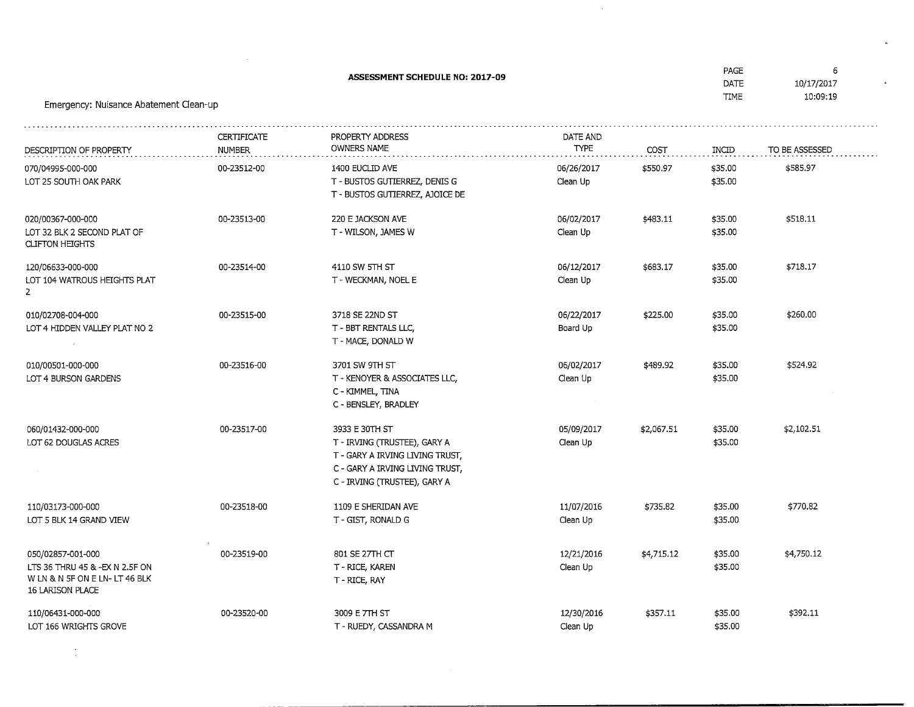**ASSESSMENT SCHEDULE NO: 2017-09**

PAGE 6
DATE 10/17/2017
TIME 10:09:19

Emergency: Nuisance Abatement Clean-up

| DESCRIPTION OF PROPERTY | CERTIFICATE NUMBER | PROPERTY ADDRESS OWNERS NAME | DATE AND TYPE | COST | INCID | TO BE ASSESSED |
|---|---|---|---|---|---|---|
| 070/04995-000-000<br>LOT 25 SOUTH OAK PARK | 00-23512-00 | 1400 EUCLID AVE<br>T - BUSTOS GUTIERREZ, DENIS G<br>T - BUSTOS GUTIERREZ, AJOICE DE | 06/26/2017<br>Clean Up | $550.97 | $35.00<br>$35.00 | $585.97 |
| 020/00367-000-000<br>LOT 32 BLK 2 SECOND PLAT OF CLIFTON HEIGHTS | 00-23513-00 | 220 E JACKSON AVE<br>T - WILSON, JAMES W | 06/02/2017<br>Clean Up | $483.11 | $35.00<br>$35.00 | $518.11 |
| 120/06633-000-000<br>LOT 104 WATROUS HEIGHTS PLAT 2 | 00-23514-00 | 4110 SW 5TH ST<br>T - WECKMAN, NOEL E | 06/12/2017<br>Clean Up | $683.17 | $35.00<br>$35.00 | $718.17 |
| 010/02708-004-000<br>LOT 4 HIDDEN VALLEY PLAT NO 2 | 00-23515-00 | 3718 SE 22ND ST<br>T - BBT RENTALS LLC,<br>T - MACE, DONALD W | 06/22/2017<br>Board Up | $225.00 | $35.00<br>$35.00 | $260.00 |
| 010/00501-000-000<br>LOT 4 BURSON GARDENS | 00-23516-00 | 3701 SW 9TH ST<br>T - KENOYER & ASSOCIATES LLC,<br>C - KIMMEL, TINA<br>C - BENSLEY, BRADLEY | 06/02/2017<br>Clean Up | $489.92 | $35.00<br>$35.00 | $524.92 |
| 060/01432-000-000<br>LOT 62 DOUGLAS ACRES | 00-23517-00 | 3933 E 30TH ST<br>T - IRVING (TRUSTEE), GARY A<br>T - GARY A IRVING LIVING TRUST,<br>C - GARY A IRVING LIVING TRUST,<br>C - IRVING (TRUSTEE), GARY A | 05/09/2017<br>Clean Up | $2,067.51 | $35.00<br>$35.00 | $2,102.51 |
| 110/03173-000-000<br>LOT 5 BLK 14 GRAND VIEW | 00-23518-00 | 1109 E SHERIDAN AVE<br>T - GIST, RONALD G | 11/07/2016<br>Clean Up | $735.82 | $35.00<br>$35.00 | $770.82 |
| 050/02857-001-000<br>LTS 36 THRU 45 & -EX N 2.5F ON W LN & N 5F ON E LN- LT 46 BLK 16 LARISON PLACE | 00-23519-00 | 801 SE 27TH CT<br>T - RICE, KAREN<br>T - RICE, RAY | 12/21/2016<br>Clean Up | $4,715.12 | $35.00<br>$35.00 | $4,750.12 |
| 110/06431-000-000<br>LOT 166 WRIGHTS GROVE | 00-23520-00 | 3009 E 7TH ST<br>T - RUEDY, CASSANDRA M | 12/30/2016<br>Clean Up | $357.11 | $35.00<br>$35.00 | $392.11 |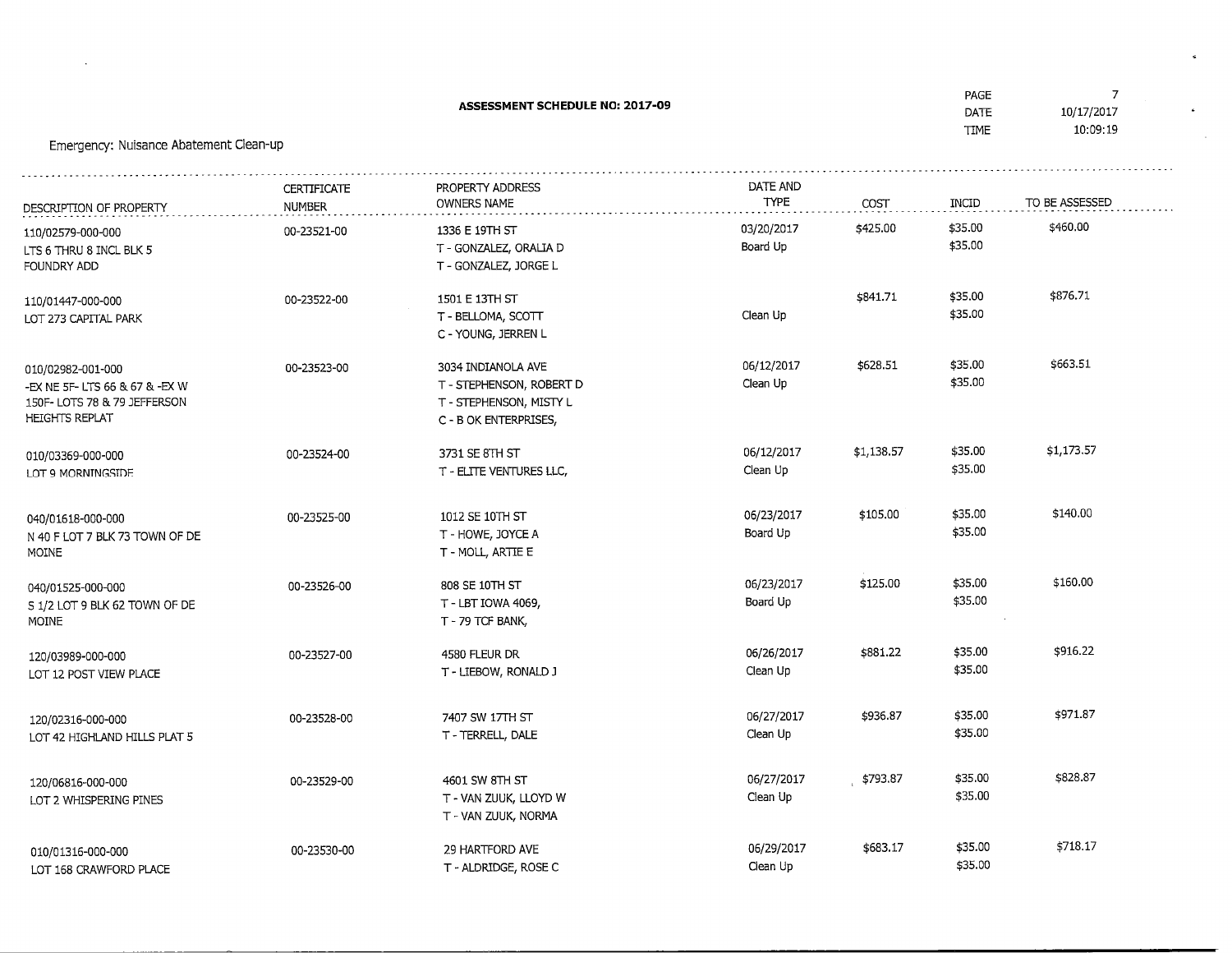**ASSESSMENT SCHEDULE NO: 2017-09**

PAGE 7
DATE 10/17/2017
TIME 10:09:19

Emergency: Nuisance Abatement Clean-up

| DESCRIPTION OF PROPERTY | CERTIFICATE NUMBER | PROPERTY ADDRESS OWNERS NAME | DATE AND TYPE | COST | INCID | TO BE ASSESSED |
|---|---|---|---|---|---|---|
| 110/02579-000-000 LTS 6 THRU 8 INCL BLK 5 FOUNDRY ADD | 00-23521-00 | 1336 E 19TH ST T - GONZALEZ, ORALIA D T - GONZALEZ, JORGE L | 03/20/2017 Board Up | $425.00 | $35.00 $35.00 | $460.00 |
| 110/01447-000-000 LOT 273 CAPITAL PARK | 00-23522-00 | 1501 E 13TH ST T - BELLOMA, SCOTT C - YOUNG, JERREN L | Clean Up | $841.71 | $35.00 $35.00 | $876.71 |
| 010/02982-001-000 -EX NE 5F- LTS 66 & 67 & -EX W 150F- LOTS 78 & 79 JEFFERSON HEIGHTS REPLAT | 00-23523-00 | 3034 INDIANOLA AVE T - STEPHENSON, ROBERT D T - STEPHENSON, MISTY L C - B OK ENTERPRISES, | 06/12/2017 Clean Up | $628.51 | $35.00 $35.00 | $663.51 |
| 010/03369-000-000 LOT 9 MORNINGSIDE | 00-23524-00 | 3731 SE 8TH ST T - ELITE VENTURES LLC, | 06/12/2017 Clean Up | $1,138.57 | $35.00 $35.00 | $1,173.57 |
| 040/01618-000-000 N 40 F LOT 7 BLK 73 TOWN OF DE MOINE | 00-23525-00 | 1012 SE 10TH ST T - HOWE, JOYCE A T - MOLL, ARTIE E | 06/23/2017 Board Up | $105.00 | $35.00 $35.00 | $140.00 |
| 040/01525-000-000 S 1/2 LOT 9 BLK 62 TOWN OF DE MOINE | 00-23526-00 | 808 SE 10TH ST T - LBT IOWA 4069, T - 79 TCF BANK, | 06/23/2017 Board Up | $125.00 | $35.00 $35.00 | $160.00 |
| 120/03989-000-000 LOT 12 POST VIEW PLACE | 00-23527-00 | 4580 FLEUR DR T - LIEBOW, RONALD J | 06/26/2017 Clean Up | $881.22 | $35.00 $35.00 | $916.22 |
| 120/02316-000-000 LOT 42 HIGHLAND HILLS PLAT 5 | 00-23528-00 | 7407 SW 17TH ST T - TERRELL, DALE | 06/27/2017 Clean Up | $936.87 | $35.00 $35.00 | $971.87 |
| 120/06816-000-000 LOT 2 WHISPERING PINES | 00-23529-00 | 4601 SW 8TH ST T - VAN ZUUK, LLOYD W T - VAN ZUUK, NORMA | 06/27/2017 Clean Up | $793.87 | $35.00 $35.00 | $828.87 |
| 010/01316-000-000 LOT 168 CRAWFORD PLACE | 00-23530-00 | 29 HARTFORD AVE T - ALDRIDGE, ROSE C | 06/29/2017 Clean Up | $683.17 | $35.00 $35.00 | $718.17 |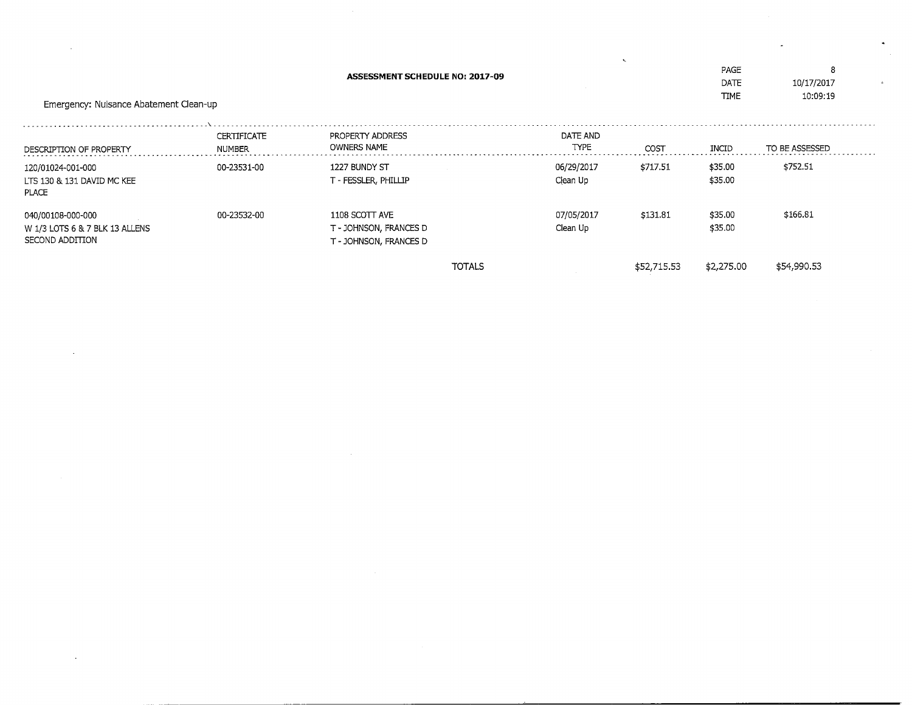**ASSESSMENT SCHEDULE NO: 2017-09**

PAGE 8
DATE 10/17/2017
TIME 10:09:19

Emergency: Nuisance Abatement Clean-up

| DESCRIPTION OF PROPERTY | CERTIFICATE NUMBER | PROPERTY ADDRESS OWNERS NAME | DATE AND TYPE | COST | INCID | TO BE ASSESSED |
|---|---|---|---|---|---|---|
| 120/01024-001-000 LTS 130 & 131 DAVID MC KEE PLACE | 00-23531-00 | 1227 BUNDY ST T - FESSLER, PHILLIP | 06/29/2017 Clean Up | $717.51 | $35.00 $35.00 | $752.51 |
| 040/00108-000-000 W 1/3 LOTS 6 & 7 BLK 13 ALLENS SECOND ADDITION | 00-23532-00 | 1108 SCOTT AVE T - JOHNSON, FRANCES D T - JOHNSON, FRANCES D | 07/05/2017 Clean Up | $131.81 | $35.00 $35.00 | $166.81 |
| | | TOTALS | | $52,715.53 | $2,275.00 | $54,990.53 |